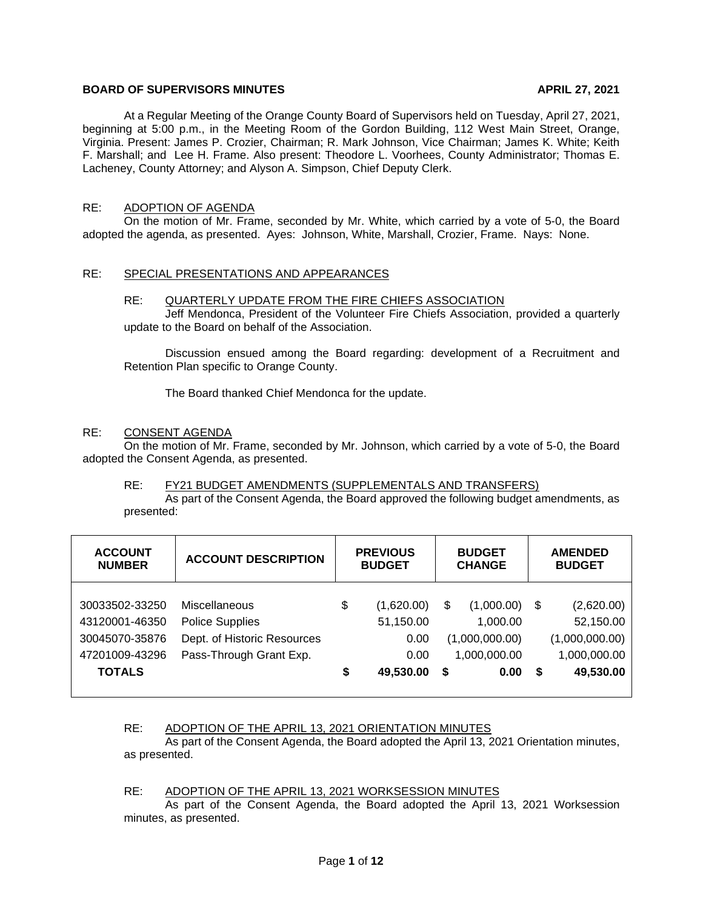**BOARD OF SUPERVISORS MINUTES** **APRIL 27, 2021**

At a Regular Meeting of the Orange County Board of Supervisors held on Tuesday, April 27, 2021, beginning at 5:00 p.m., in the Meeting Room of the Gordon Building, 112 West Main Street, Orange, Virginia. Present: James P. Crozier, Chairman; R. Mark Johnson, Vice Chairman; James K. White; Keith F. Marshall; and Lee H. Frame. Also present: Theodore L. Voorhees, County Administrator; Thomas E. Lacheney, County Attorney; and Alyson A. Simpson, Chief Deputy Clerk.

RE: ADOPTION OF AGENDA

On the motion of Mr. Frame, seconded by Mr. White, which carried by a vote of 5-0, the Board adopted the agenda, as presented. Ayes: Johnson, White, Marshall, Crozier, Frame. Nays: None.

RE: SPECIAL PRESENTATIONS AND APPEARANCES

RE: QUARTERLY UPDATE FROM THE FIRE CHIEFS ASSOCIATION

Jeff Mendonca, President of the Volunteer Fire Chiefs Association, provided a quarterly update to the Board on behalf of the Association.

Discussion ensued among the Board regarding: development of a Recruitment and Retention Plan specific to Orange County.

The Board thanked Chief Mendonca for the update.

RE: CONSENT AGENDA

On the motion of Mr. Frame, seconded by Mr. Johnson, which carried by a vote of 5-0, the Board adopted the Consent Agenda, as presented.

RE: FY21 BUDGET AMENDMENTS (SUPPLEMENTALS AND TRANSFERS)

As part of the Consent Agenda, the Board approved the following budget amendments, as presented:

| ACCOUNT NUMBER | ACCOUNT DESCRIPTION | PREVIOUS BUDGET | BUDGET CHANGE | AMENDED BUDGET |
|---|---|---|---|---|
| 30033502-33250 | Miscellaneous | $ (1,620.00) | $ (1,000.00) | $ (2,620.00) |
| 43120001-46350 | Police Supplies | 51,150.00 | 1,000.00 | 52,150.00 |
| 30045070-35876 | Dept. of Historic Resources | 0.00 | (1,000,000.00) | (1,000,000.00) |
| 47201009-43296 | Pass-Through Grant Exp. | 0.00 | 1,000,000.00 | 1,000,000.00 |
| **TOTALS** | | **$ 49,530.00** | **$ 0.00** | **$ 49,530.00** |

RE: ADOPTION OF THE APRIL 13, 2021 ORIENTATION MINUTES

As part of the Consent Agenda, the Board adopted the April 13, 2021 Orientation minutes, as presented.

RE: ADOPTION OF THE APRIL 13, 2021 WORKSESSION MINUTES

As part of the Consent Agenda, the Board adopted the April 13, 2021 Worksession minutes, as presented.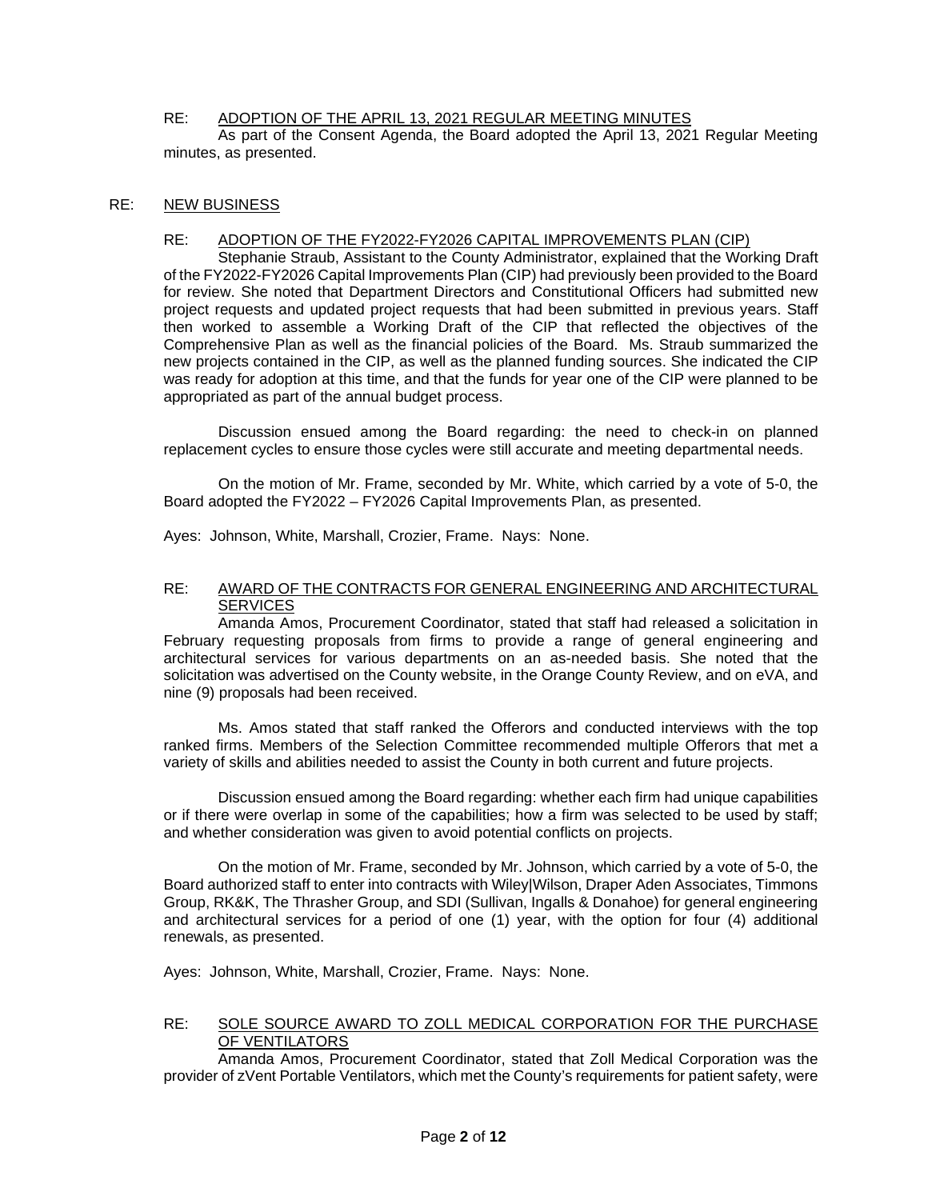RE: ADOPTION OF THE APRIL 13, 2021 REGULAR MEETING MINUTES

As part of the Consent Agenda, the Board adopted the April 13, 2021 Regular Meeting minutes, as presented.

RE: NEW BUSINESS

RE: ADOPTION OF THE FY2022-FY2026 CAPITAL IMPROVEMENTS PLAN (CIP)

Stephanie Straub, Assistant to the County Administrator, explained that the Working Draft of the FY2022-FY2026 Capital Improvements Plan (CIP) had previously been provided to the Board for review. She noted that Department Directors and Constitutional Officers had submitted new project requests and updated project requests that had been submitted in previous years. Staff then worked to assemble a Working Draft of the CIP that reflected the objectives of the Comprehensive Plan as well as the financial policies of the Board. Ms. Straub summarized the new projects contained in the CIP, as well as the planned funding sources. She indicated the CIP was ready for adoption at this time, and that the funds for year one of the CIP were planned to be appropriated as part of the annual budget process.

Discussion ensued among the Board regarding: the need to check-in on planned replacement cycles to ensure those cycles were still accurate and meeting departmental needs.

On the motion of Mr. Frame, seconded by Mr. White, which carried by a vote of 5-0, the Board adopted the FY2022 – FY2026 Capital Improvements Plan, as presented.

Ayes: Johnson, White, Marshall, Crozier, Frame. Nays: None.

RE: AWARD OF THE CONTRACTS FOR GENERAL ENGINEERING AND ARCHITECTURAL SERVICES

Amanda Amos, Procurement Coordinator, stated that staff had released a solicitation in February requesting proposals from firms to provide a range of general engineering and architectural services for various departments on an as-needed basis. She noted that the solicitation was advertised on the County website, in the Orange County Review, and on eVA, and nine (9) proposals had been received.

Ms. Amos stated that staff ranked the Offerors and conducted interviews with the top ranked firms. Members of the Selection Committee recommended multiple Offerors that met a variety of skills and abilities needed to assist the County in both current and future projects.

Discussion ensued among the Board regarding: whether each firm had unique capabilities or if there were overlap in some of the capabilities; how a firm was selected to be used by staff; and whether consideration was given to avoid potential conflicts on projects.

On the motion of Mr. Frame, seconded by Mr. Johnson, which carried by a vote of 5-0, the Board authorized staff to enter into contracts with Wiley|Wilson, Draper Aden Associates, Timmons Group, RK&K, The Thrasher Group, and SDI (Sullivan, Ingalls & Donahoe) for general engineering and architectural services for a period of one (1) year, with the option for four (4) additional renewals, as presented.

Ayes: Johnson, White, Marshall, Crozier, Frame. Nays: None.

RE: SOLE SOURCE AWARD TO ZOLL MEDICAL CORPORATION FOR THE PURCHASE OF VENTILATORS

Amanda Amos, Procurement Coordinator, stated that Zoll Medical Corporation was the provider of zVent Portable Ventilators, which met the County's requirements for patient safety, were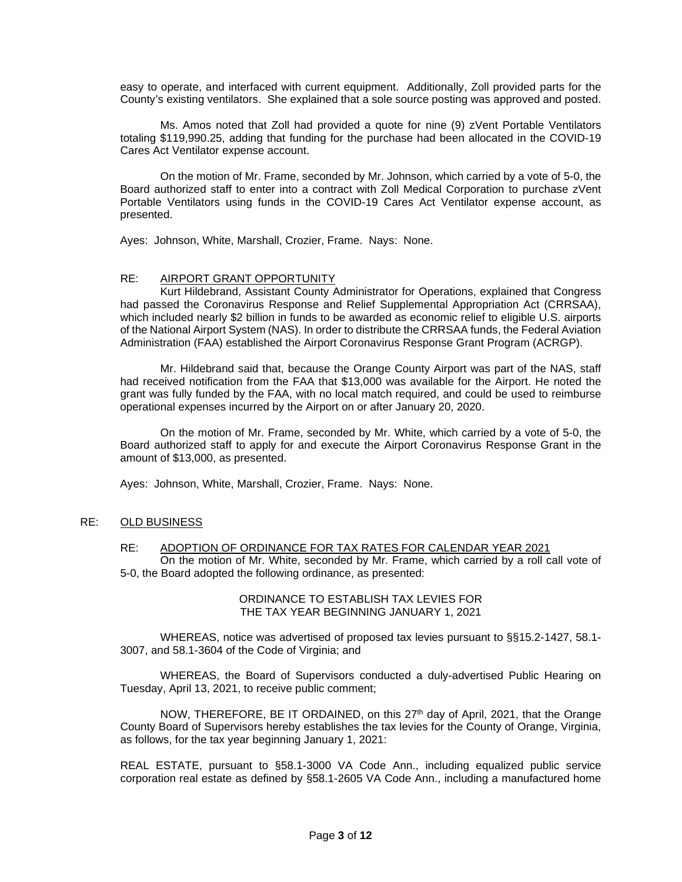easy to operate, and interfaced with current equipment. Additionally, Zoll provided parts for the County's existing ventilators. She explained that a sole source posting was approved and posted.

Ms. Amos noted that Zoll had provided a quote for nine (9) zVent Portable Ventilators totaling $119,990.25, adding that funding for the purchase had been allocated in the COVID-19 Cares Act Ventilator expense account.

On the motion of Mr. Frame, seconded by Mr. Johnson, which carried by a vote of 5-0, the Board authorized staff to enter into a contract with Zoll Medical Corporation to purchase zVent Portable Ventilators using funds in the COVID-19 Cares Act Ventilator expense account, as presented.

Ayes: Johnson, White, Marshall, Crozier, Frame. Nays: None.

RE: AIRPORT GRANT OPPORTUNITY

Kurt Hildebrand, Assistant County Administrator for Operations, explained that Congress had passed the Coronavirus Response and Relief Supplemental Appropriation Act (CRRSAA), which included nearly $2 billion in funds to be awarded as economic relief to eligible U.S. airports of the National Airport System (NAS). In order to distribute the CRRSAA funds, the Federal Aviation Administration (FAA) established the Airport Coronavirus Response Grant Program (ACRGP).

Mr. Hildebrand said that, because the Orange County Airport was part of the NAS, staff had received notification from the FAA that $13,000 was available for the Airport. He noted the grant was fully funded by the FAA, with no local match required, and could be used to reimburse operational expenses incurred by the Airport on or after January 20, 2020.

On the motion of Mr. Frame, seconded by Mr. White, which carried by a vote of 5-0, the Board authorized staff to apply for and execute the Airport Coronavirus Response Grant in the amount of $13,000, as presented.

Ayes: Johnson, White, Marshall, Crozier, Frame. Nays: None.

RE: OLD BUSINESS

RE: ADOPTION OF ORDINANCE FOR TAX RATES FOR CALENDAR YEAR 2021

On the motion of Mr. White, seconded by Mr. Frame, which carried by a roll call vote of 5-0, the Board adopted the following ordinance, as presented:

ORDINANCE TO ESTABLISH TAX LEVIES FOR
THE TAX YEAR BEGINNING JANUARY 1, 2021

WHEREAS, notice was advertised of proposed tax levies pursuant to §§15.2-1427, 58.1-3007, and 58.1-3604 of the Code of Virginia; and

WHEREAS, the Board of Supervisors conducted a duly-advertised Public Hearing on Tuesday, April 13, 2021, to receive public comment;

NOW, THEREFORE, BE IT ORDAINED, on this 27th day of April, 2021, that the Orange County Board of Supervisors hereby establishes the tax levies for the County of Orange, Virginia, as follows, for the tax year beginning January 1, 2021:

REAL ESTATE, pursuant to §58.1-3000 VA Code Ann., including equalized public service corporation real estate as defined by §58.1-2605 VA Code Ann., including a manufactured home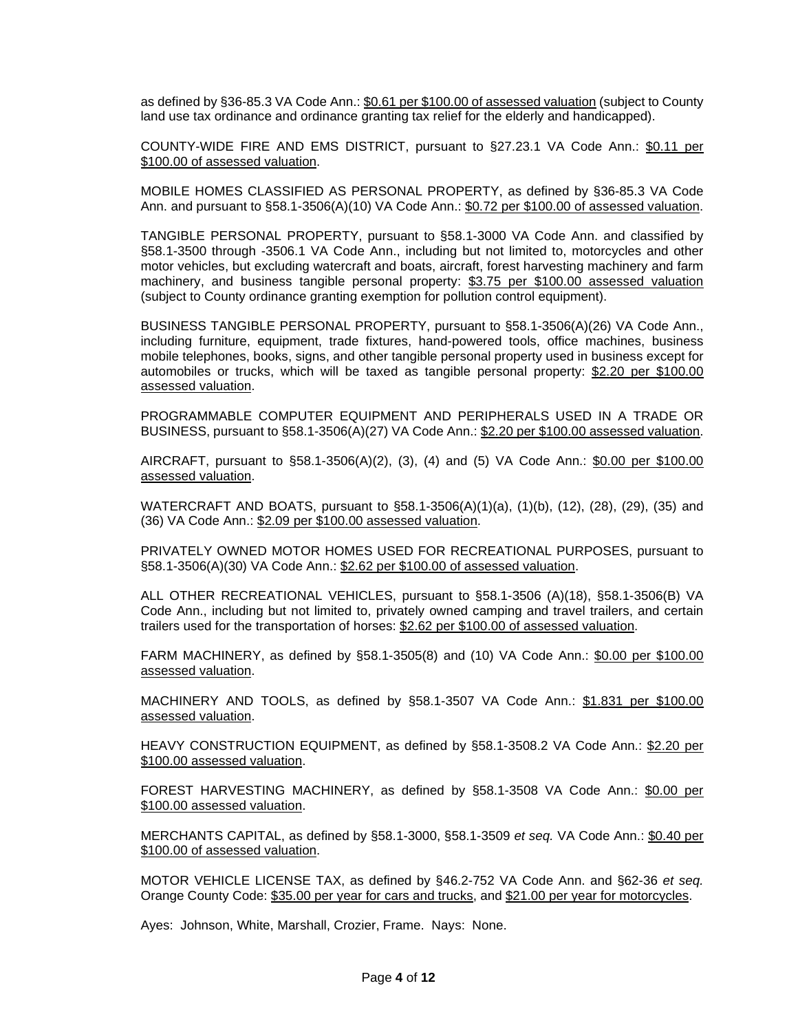as defined by §36-85.3 VA Code Ann.: <u>$0.61 per $100.00 of assessed valuation</u> (subject to County land use tax ordinance and ordinance granting tax relief for the elderly and handicapped).

COUNTY-WIDE FIRE AND EMS DISTRICT, pursuant to §27.23.1 VA Code Ann.: <u>$0.11 per $100.00 of assessed valuation</u>.

MOBILE HOMES CLASSIFIED AS PERSONAL PROPERTY, as defined by §36-85.3 VA Code Ann. and pursuant to §58.1-3506(A)(10) VA Code Ann.: <u>$0.72 per $100.00 of assessed valuation</u>.

TANGIBLE PERSONAL PROPERTY, pursuant to §58.1-3000 VA Code Ann. and classified by §58.1-3500 through -3506.1 VA Code Ann., including but not limited to, motorcycles and other motor vehicles, but excluding watercraft and boats, aircraft, forest harvesting machinery and farm machinery, and business tangible personal property: <u>$3.75 per $100.00 assessed valuation</u> (subject to County ordinance granting exemption for pollution control equipment).

BUSINESS TANGIBLE PERSONAL PROPERTY, pursuant to §58.1-3506(A)(26) VA Code Ann., including furniture, equipment, trade fixtures, hand-powered tools, office machines, business mobile telephones, books, signs, and other tangible personal property used in business except for automobiles or trucks, which will be taxed as tangible personal property: <u>$2.20 per $100.00 assessed valuation</u>.

PROGRAMMABLE COMPUTER EQUIPMENT AND PERIPHERALS USED IN A TRADE OR BUSINESS, pursuant to §58.1-3506(A)(27) VA Code Ann.: <u>$2.20 per $100.00 assessed valuation</u>.

AIRCRAFT, pursuant to §58.1-3506(A)(2), (3), (4) and (5) VA Code Ann.: <u>$0.00 per $100.00 assessed valuation</u>.

WATERCRAFT AND BOATS, pursuant to §58.1-3506(A)(1)(a), (1)(b), (12), (28), (29), (35) and (36) VA Code Ann.: <u>$2.09 per $100.00 assessed valuation</u>.

PRIVATELY OWNED MOTOR HOMES USED FOR RECREATIONAL PURPOSES, pursuant to §58.1-3506(A)(30) VA Code Ann.: <u>$2.62 per $100.00 of assessed valuation</u>.

ALL OTHER RECREATIONAL VEHICLES, pursuant to §58.1-3506 (A)(18), §58.1-3506(B) VA Code Ann., including but not limited to, privately owned camping and travel trailers, and certain trailers used for the transportation of horses: <u>$2.62 per $100.00 of assessed valuation</u>.

FARM MACHINERY, as defined by §58.1-3505(8) and (10) VA Code Ann.: <u>$0.00 per $100.00 assessed valuation</u>.

MACHINERY AND TOOLS, as defined by §58.1-3507 VA Code Ann.: <u>$1.831 per $100.00 assessed valuation</u>.

HEAVY CONSTRUCTION EQUIPMENT, as defined by §58.1-3508.2 VA Code Ann.: <u>$2.20 per $100.00 assessed valuation</u>.

FOREST HARVESTING MACHINERY, as defined by §58.1-3508 VA Code Ann.: <u>$0.00 per $100.00 assessed valuation</u>.

MERCHANTS CAPITAL, as defined by §58.1-3000, §58.1-3509 *et seq.* VA Code Ann.: <u>$0.40 per $100.00 of assessed valuation</u>.

MOTOR VEHICLE LICENSE TAX, as defined by §46.2-752 VA Code Ann. and §62-36 *et seq.* Orange County Code: <u>$35.00 per year for cars and trucks</u>, and <u>$21.00 per year for motorcycles</u>.

Ayes: Johnson, White, Marshall, Crozier, Frame. Nays: None.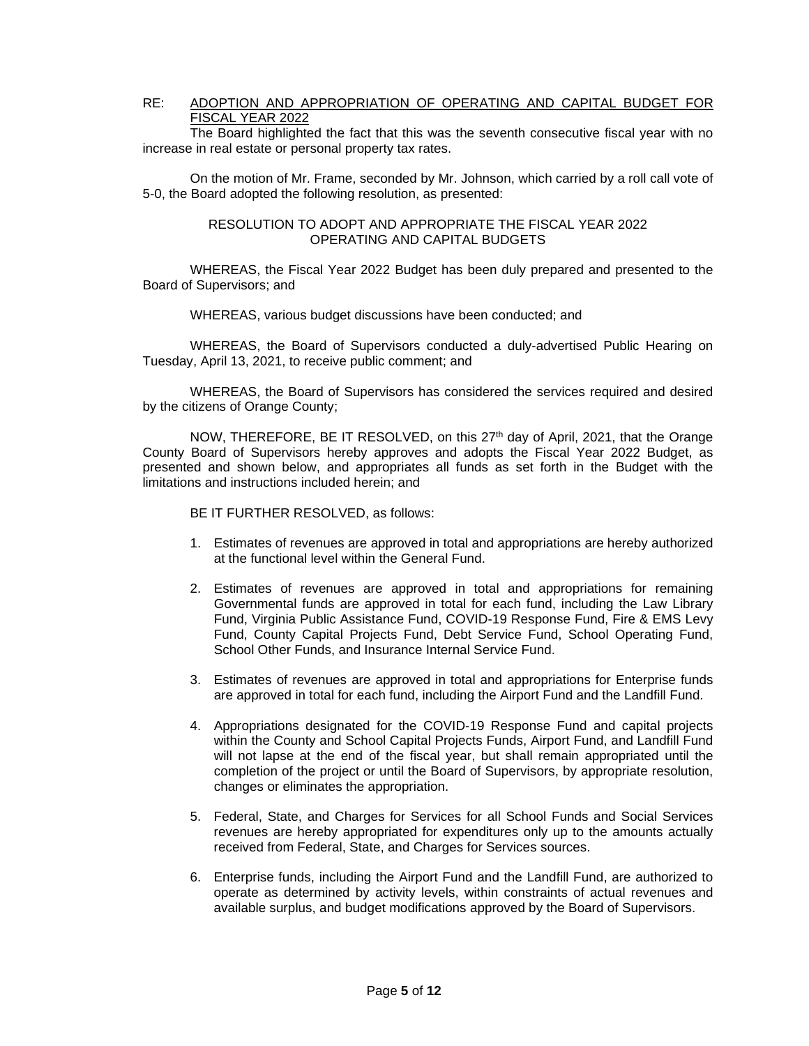RE: <u>ADOPTION AND APPROPRIATION OF OPERATING AND CAPITAL BUDGET FOR FISCAL YEAR 2022</u>

The Board highlighted the fact that this was the seventh consecutive fiscal year with no increase in real estate or personal property tax rates.

On the motion of Mr. Frame, seconded by Mr. Johnson, which carried by a roll call vote of 5-0, the Board adopted the following resolution, as presented:

RESOLUTION TO ADOPT AND APPROPRIATE THE FISCAL YEAR 2022 OPERATING AND CAPITAL BUDGETS

WHEREAS, the Fiscal Year 2022 Budget has been duly prepared and presented to the Board of Supervisors; and

WHEREAS, various budget discussions have been conducted; and

WHEREAS, the Board of Supervisors conducted a duly-advertised Public Hearing on Tuesday, April 13, 2021, to receive public comment; and

WHEREAS, the Board of Supervisors has considered the services required and desired by the citizens of Orange County;

NOW, THEREFORE, BE IT RESOLVED, on this 27th day of April, 2021, that the Orange County Board of Supervisors hereby approves and adopts the Fiscal Year 2022 Budget, as presented and shown below, and appropriates all funds as set forth in the Budget with the limitations and instructions included herein; and

BE IT FURTHER RESOLVED, as follows:

1. Estimates of revenues are approved in total and appropriations are hereby authorized at the functional level within the General Fund.
2. Estimates of revenues are approved in total and appropriations for remaining Governmental funds are approved in total for each fund, including the Law Library Fund, Virginia Public Assistance Fund, COVID-19 Response Fund, Fire & EMS Levy Fund, County Capital Projects Fund, Debt Service Fund, School Operating Fund, School Other Funds, and Insurance Internal Service Fund.
3. Estimates of revenues are approved in total and appropriations for Enterprise funds are approved in total for each fund, including the Airport Fund and the Landfill Fund.
4. Appropriations designated for the COVID-19 Response Fund and capital projects within the County and School Capital Projects Funds, Airport Fund, and Landfill Fund will not lapse at the end of the fiscal year, but shall remain appropriated until the completion of the project or until the Board of Supervisors, by appropriate resolution, changes or eliminates the appropriation.
5. Federal, State, and Charges for Services for all School Funds and Social Services revenues are hereby appropriated for expenditures only up to the amounts actually received from Federal, State, and Charges for Services sources.
6. Enterprise funds, including the Airport Fund and the Landfill Fund, are authorized to operate as determined by activity levels, within constraints of actual revenues and available surplus, and budget modifications approved by the Board of Supervisors.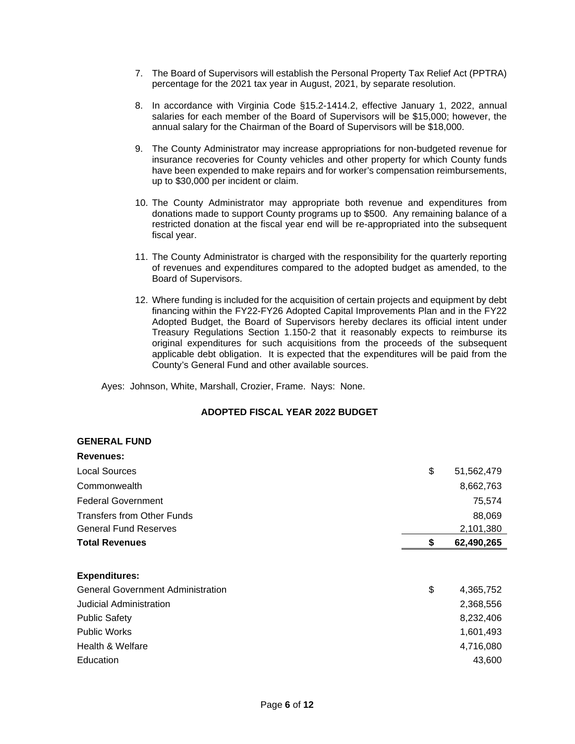7. The Board of Supervisors will establish the Personal Property Tax Relief Act (PPTRA) percentage for the 2021 tax year in August, 2021, by separate resolution.

8. In accordance with Virginia Code §15.2-1414.2, effective January 1, 2022, annual salaries for each member of the Board of Supervisors will be $15,000; however, the annual salary for the Chairman of the Board of Supervisors will be $18,000.

9. The County Administrator may increase appropriations for non-budgeted revenue for insurance recoveries for County vehicles and other property for which County funds have been expended to make repairs and for worker's compensation reimbursements, up to $30,000 per incident or claim.

10. The County Administrator may appropriate both revenue and expenditures from donations made to support County programs up to $500. Any remaining balance of a restricted donation at the fiscal year end will be re-appropriated into the subsequent fiscal year.

11. The County Administrator is charged with the responsibility for the quarterly reporting of revenues and expenditures compared to the adopted budget as amended, to the Board of Supervisors.

12. Where funding is included for the acquisition of certain projects and equipment by debt financing within the FY22-FY26 Adopted Capital Improvements Plan and in the FY22 Adopted Budget, the Board of Supervisors hereby declares its official intent under Treasury Regulations Section 1.150-2 that it reasonably expects to reimburse its original expenditures for such acquisitions from the proceeds of the subsequent applicable debt obligation. It is expected that the expenditures will be paid from the County's General Fund and other available sources.

Ayes: Johnson, White, Marshall, Crozier, Frame. Nays: None.

## ADOPTED FISCAL YEAR 2022 BUDGET

**GENERAL FUND**

| **Revenues:** | | |
|---|---|---|
| Local Sources | $ | 51,562,479 |
| Commonwealth | | 8,662,763 |
| Federal Government | | 75,574 |
| Transfers from Other Funds | | 88,069 |
| General Fund Reserves | | 2,101,380 |
| **Total Revenues** | **$** | **62,490,265** |

| **Expenditures:** | | |
|---|---|---|
| General Government Administration | $ | 4,365,752 |
| Judicial Administration | | 2,368,556 |
| Public Safety | | 8,232,406 |
| Public Works | | 1,601,493 |
| Health & Welfare | | 4,716,080 |
| Education | | 43,600 |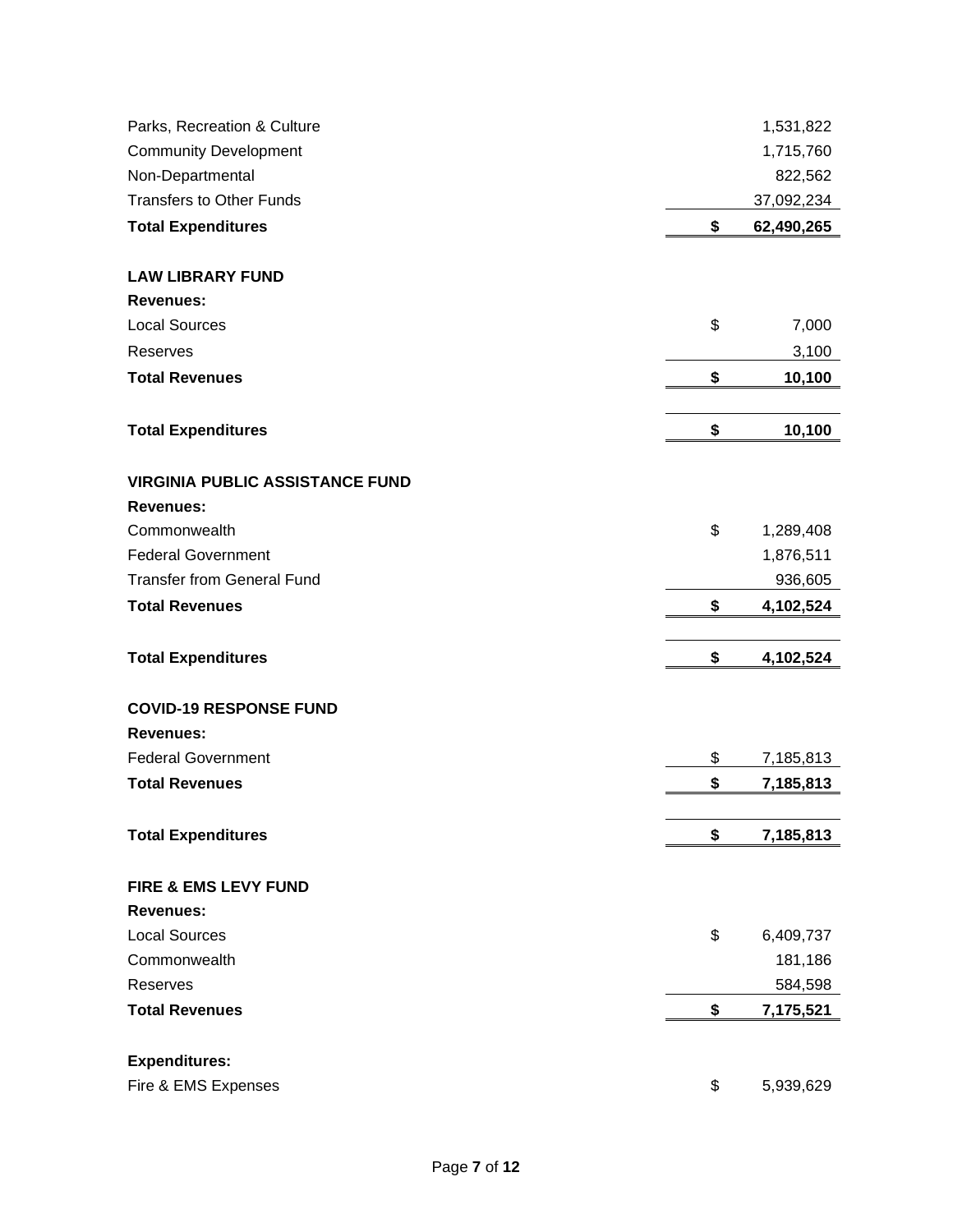| | |
|---|---|
| Parks, Recreation & Culture | 1,531,822 |
| Community Development | 1,715,760 |
| Non-Departmental | 822,562 |
| Transfers to Other Funds | 37,092,234 |
| **Total Expenditures** | **$ 62,490,265** |

**LAW LIBRARY FUND**

| **Revenues:** | |
|---|---|
| Local Sources | $ 7,000 |
| Reserves | 3,100 |
| **Total Revenues** | **$ 10,100** |
| | |
| **Total Expenditures** | **$ 10,100** |

**VIRGINIA PUBLIC ASSISTANCE FUND**

| **Revenues:** | |
|---|---|
| Commonwealth | $ 1,289,408 |
| Federal Government | 1,876,511 |
| Transfer from General Fund | 936,605 |
| **Total Revenues** | **$ 4,102,524** |
| | |
| **Total Expenditures** | **$ 4,102,524** |

**COVID-19 RESPONSE FUND**

| **Revenues:** | |
|---|---|
| Federal Government | $ 7,185,813 |
| **Total Revenues** | **$ 7,185,813** |
| | |
| **Total Expenditures** | **$ 7,185,813** |

**FIRE & EMS LEVY FUND**

| **Revenues:** | |
|---|---|
| Local Sources | $ 6,409,737 |
| Commonwealth | 181,186 |
| Reserves | 584,598 |
| **Total Revenues** | **$ 7,175,521** |

| **Expenditures:** | |
|---|---|
| Fire & EMS Expenses | $ 5,939,629 |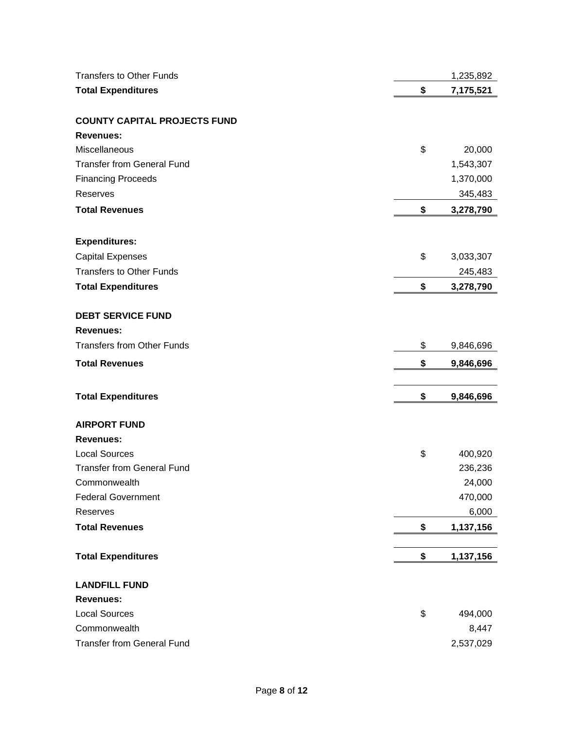| | | |
|---|---|---|
| Transfers to Other Funds | | 1,235,892 |
| **Total Expenditures** | **$** | **7,175,521** |

**COUNTY CAPITAL PROJECTS FUND**

| **Revenues:** | | |
|---|---|---|
| Miscellaneous | $ | 20,000 |
| Transfer from General Fund | | 1,543,307 |
| Financing Proceeds | | 1,370,000 |
| Reserves | | 345,483 |
| **Total Revenues** | **$** | **3,278,790** |

| **Expenditures:** | | |
|---|---|---|
| Capital Expenses | $ | 3,033,307 |
| Transfers to Other Funds | | 245,483 |
| **Total Expenditures** | **$** | **3,278,790** |

**DEBT SERVICE FUND**

| **Revenues:** | | |
|---|---|---|
| Transfers from Other Funds | $ | 9,846,696 |
| **Total Revenues** | **$** | **9,846,696** |
| | | |
| **Total Expenditures** | **$** | **9,846,696** |

**AIRPORT FUND**

| **Revenues:** | | |
|---|---|---|
| Local Sources | $ | 400,920 |
| Transfer from General Fund | | 236,236 |
| Commonwealth | | 24,000 |
| Federal Government | | 470,000 |
| Reserves | | 6,000 |
| **Total Revenues** | **$** | **1,137,156** |
| | | |
| **Total Expenditures** | **$** | **1,137,156** |

**LANDFILL FUND**

| **Revenues:** | | |
|---|---|---|
| Local Sources | $ | 494,000 |
| Commonwealth | | 8,447 |
| Transfer from General Fund | | 2,537,029 |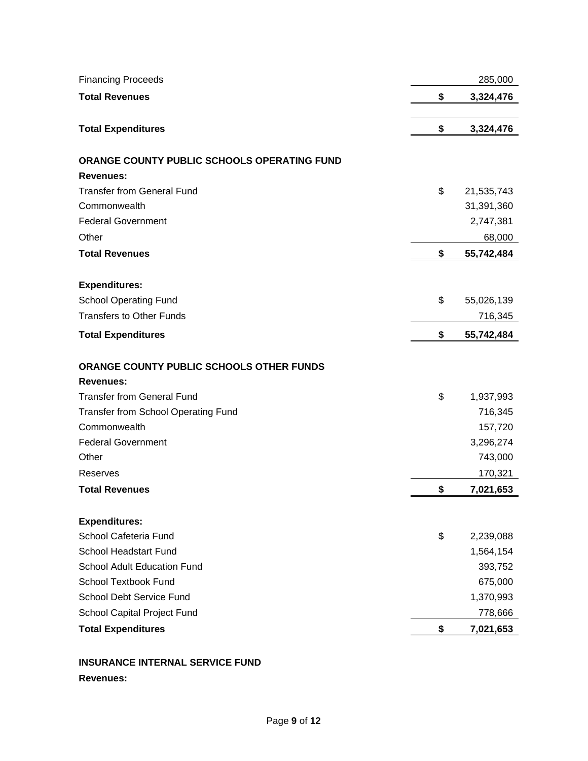| | | |
|---|---|---|
| Financing Proceeds | | 285,000 |
| **Total Revenues** | **$** | **3,324,476** |
| | | |
| **Total Expenditures** | **$** | **3,324,476** |

**ORANGE COUNTY PUBLIC SCHOOLS OPERATING FUND**

| **Revenues:** | | |
|---|---|---|
| Transfer from General Fund | $ | 21,535,743 |
| Commonwealth | | 31,391,360 |
| Federal Government | | 2,747,381 |
| Other | | 68,000 |
| **Total Revenues** | **$** | **55,742,484** |
| | | |
| **Expenditures:** | | |
| School Operating Fund | $ | 55,026,139 |
| Transfers to Other Funds | | 716,345 |
| **Total Expenditures** | **$** | **55,742,484** |

**ORANGE COUNTY PUBLIC SCHOOLS OTHER FUNDS**

| **Revenues:** | | |
|---|---|---|
| Transfer from General Fund | $ | 1,937,993 |
| Transfer from School Operating Fund | | 716,345 |
| Commonwealth | | 157,720 |
| Federal Government | | 3,296,274 |
| Other | | 743,000 |
| Reserves | | 170,321 |
| **Total Revenues** | **$** | **7,021,653** |
| | | |
| **Expenditures:** | | |
| School Cafeteria Fund | $ | 2,239,088 |
| School Headstart Fund | | 1,564,154 |
| School Adult Education Fund | | 393,752 |
| School Textbook Fund | | 675,000 |
| School Debt Service Fund | | 1,370,993 |
| School Capital Project Fund | | 778,666 |
| **Total Expenditures** | **$** | **7,021,653** |

**INSURANCE INTERNAL SERVICE FUND**

**Revenues:**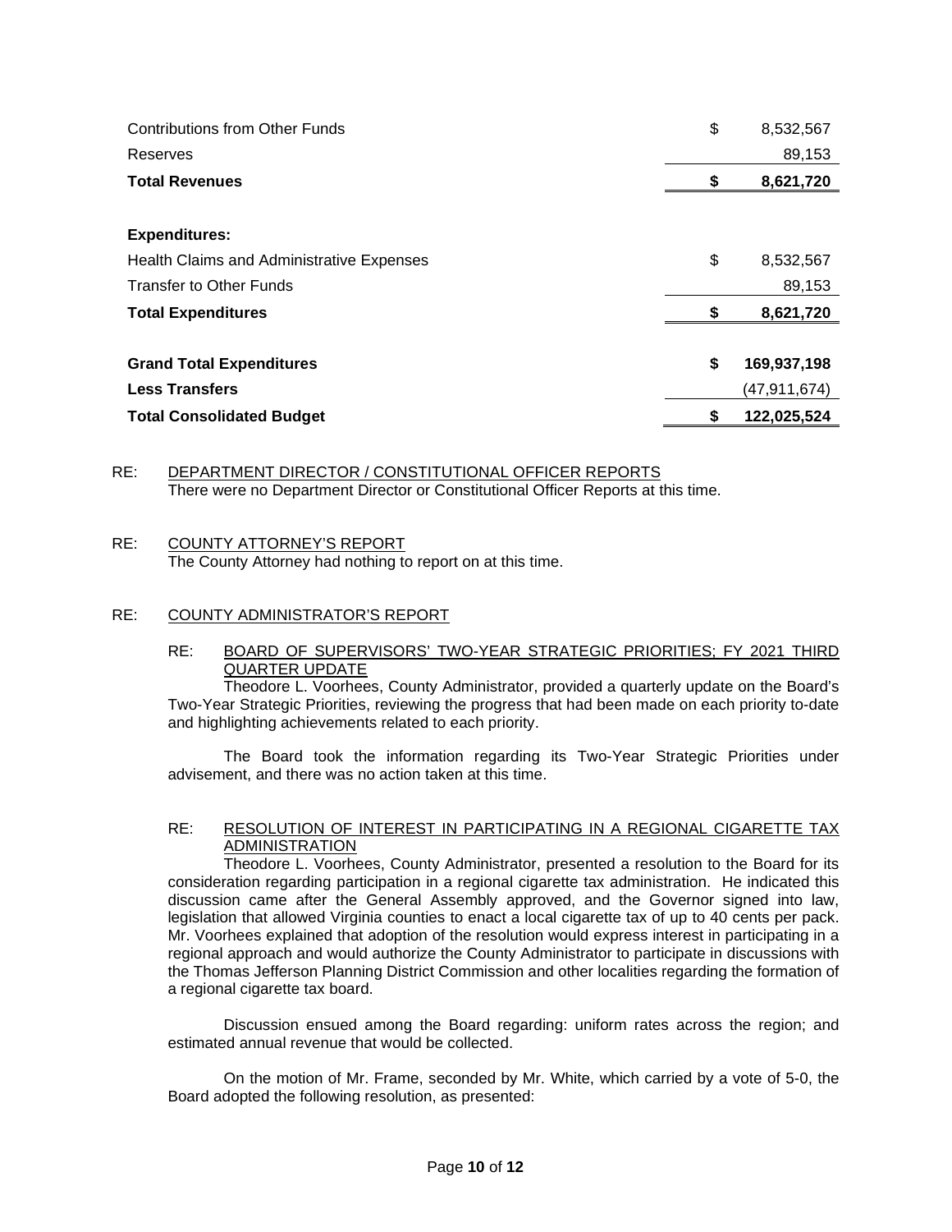| | | |
|---|---|---|
| Contributions from Other Funds | $ | 8,532,567 |
| Reserves | | 89,153 |
| **Total Revenues** | **$** | **8,621,720** |
| | | |
| **Expenditures:** | | |
| Health Claims and Administrative Expenses | $ | 8,532,567 |
| Transfer to Other Funds | | 89,153 |
| **Total Expenditures** | **$** | **8,621,720** |
| | | |
| **Grand Total Expenditures** | **$** | **169,937,198** |
| **Less Transfers** | | (47,911,674) |
| **Total Consolidated Budget** | **$** | **122,025,524** |

RE: DEPARTMENT DIRECTOR / CONSTITUTIONAL OFFICER REPORTS
There were no Department Director or Constitutional Officer Reports at this time.

RE: COUNTY ATTORNEY'S REPORT
The County Attorney had nothing to report on at this time.

RE: COUNTY ADMINISTRATOR'S REPORT

RE: BOARD OF SUPERVISORS' TWO-YEAR STRATEGIC PRIORITIES; FY 2021 THIRD QUARTER UPDATE

Theodore L. Voorhees, County Administrator, provided a quarterly update on the Board's Two-Year Strategic Priorities, reviewing the progress that had been made on each priority to-date and highlighting achievements related to each priority.

The Board took the information regarding its Two-Year Strategic Priorities under advisement, and there was no action taken at this time.

RE: RESOLUTION OF INTEREST IN PARTICIPATING IN A REGIONAL CIGARETTE TAX ADMINISTRATION

Theodore L. Voorhees, County Administrator, presented a resolution to the Board for its consideration regarding participation in a regional cigarette tax administration. He indicated this discussion came after the General Assembly approved, and the Governor signed into law, legislation that allowed Virginia counties to enact a local cigarette tax of up to 40 cents per pack. Mr. Voorhees explained that adoption of the resolution would express interest in participating in a regional approach and would authorize the County Administrator to participate in discussions with the Thomas Jefferson Planning District Commission and other localities regarding the formation of a regional cigarette tax board.

Discussion ensued among the Board regarding: uniform rates across the region; and estimated annual revenue that would be collected.

On the motion of Mr. Frame, seconded by Mr. White, which carried by a vote of 5-0, the Board adopted the following resolution, as presented: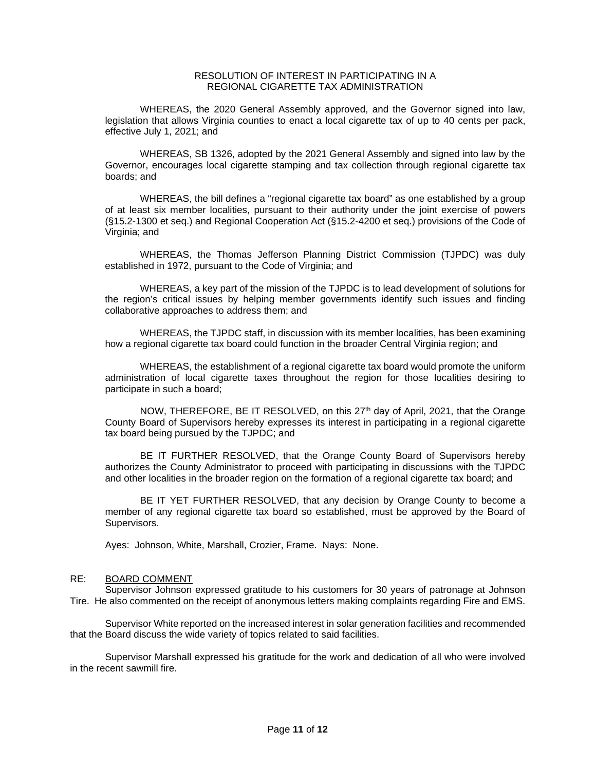RESOLUTION OF INTEREST IN PARTICIPATING IN A REGIONAL CIGARETTE TAX ADMINISTRATION

WHEREAS, the 2020 General Assembly approved, and the Governor signed into law, legislation that allows Virginia counties to enact a local cigarette tax of up to 40 cents per pack, effective July 1, 2021; and

WHEREAS, SB 1326, adopted by the 2021 General Assembly and signed into law by the Governor, encourages local cigarette stamping and tax collection through regional cigarette tax boards; and

WHEREAS, the bill defines a "regional cigarette tax board" as one established by a group of at least six member localities, pursuant to their authority under the joint exercise of powers (§15.2-1300 et seq.) and Regional Cooperation Act (§15.2-4200 et seq.) provisions of the Code of Virginia; and

WHEREAS, the Thomas Jefferson Planning District Commission (TJPDC) was duly established in 1972, pursuant to the Code of Virginia; and

WHEREAS, a key part of the mission of the TJPDC is to lead development of solutions for the region's critical issues by helping member governments identify such issues and finding collaborative approaches to address them; and

WHEREAS, the TJPDC staff, in discussion with its member localities, has been examining how a regional cigarette tax board could function in the broader Central Virginia region; and

WHEREAS, the establishment of a regional cigarette tax board would promote the uniform administration of local cigarette taxes throughout the region for those localities desiring to participate in such a board;

NOW, THEREFORE, BE IT RESOLVED, on this 27th day of April, 2021, that the Orange County Board of Supervisors hereby expresses its interest in participating in a regional cigarette tax board being pursued by the TJPDC; and

BE IT FURTHER RESOLVED, that the Orange County Board of Supervisors hereby authorizes the County Administrator to proceed with participating in discussions with the TJPDC and other localities in the broader region on the formation of a regional cigarette tax board; and

BE IT YET FURTHER RESOLVED, that any decision by Orange County to become a member of any regional cigarette tax board so established, must be approved by the Board of Supervisors.

Ayes: Johnson, White, Marshall, Crozier, Frame. Nays: None.

RE: BOARD COMMENT

Supervisor Johnson expressed gratitude to his customers for 30 years of patronage at Johnson Tire. He also commented on the receipt of anonymous letters making complaints regarding Fire and EMS.

Supervisor White reported on the increased interest in solar generation facilities and recommended that the Board discuss the wide variety of topics related to said facilities.

Supervisor Marshall expressed his gratitude for the work and dedication of all who were involved in the recent sawmill fire.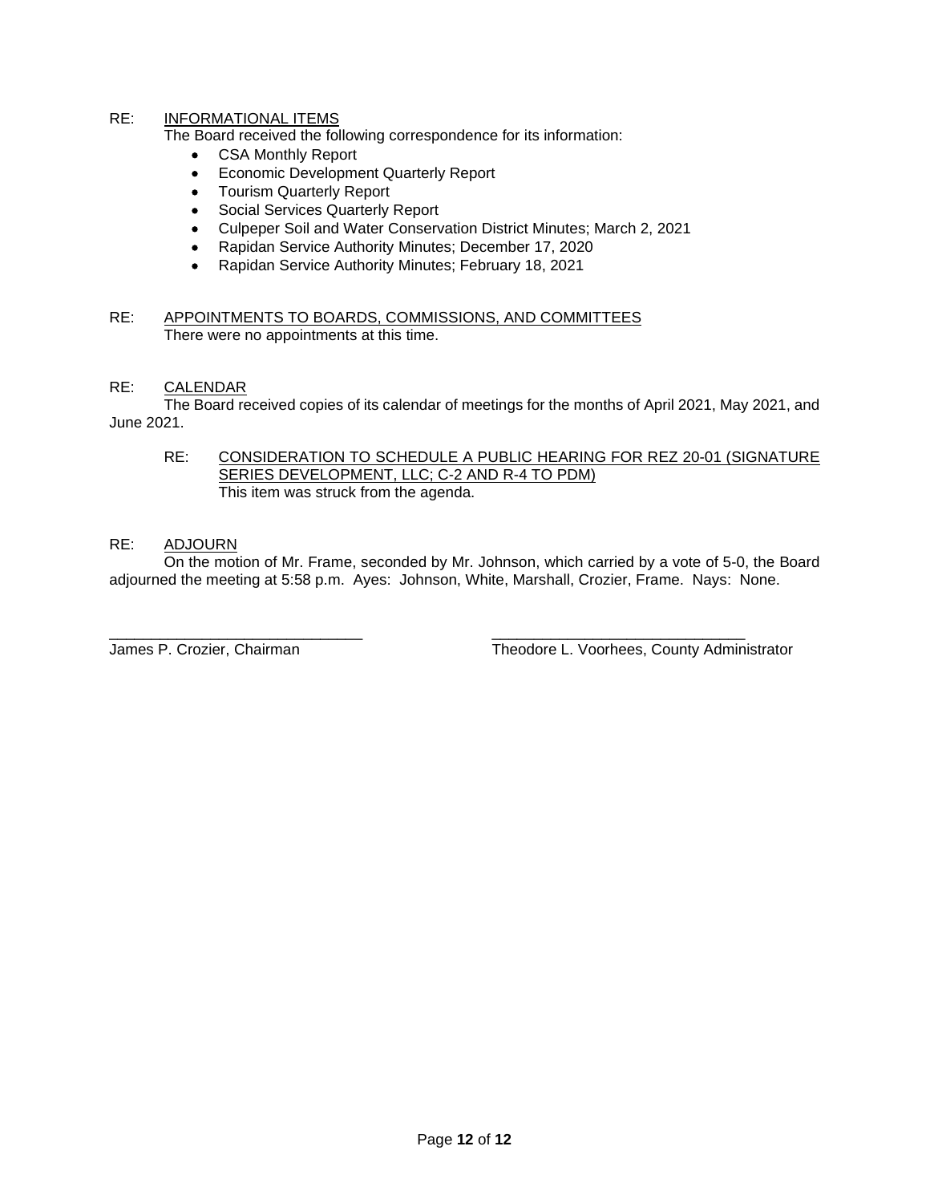RE: INFORMATIONAL ITEMS

The Board received the following correspondence for its information:

- CSA Monthly Report
- Economic Development Quarterly Report
- Tourism Quarterly Report
- Social Services Quarterly Report
- Culpeper Soil and Water Conservation District Minutes; March 2, 2021
- Rapidan Service Authority Minutes; December 17, 2020
- Rapidan Service Authority Minutes; February 18, 2021

RE: APPOINTMENTS TO BOARDS, COMMISSIONS, AND COMMITTEES

There were no appointments at this time.

RE: CALENDAR

The Board received copies of its calendar of meetings for the months of April 2021, May 2021, and June 2021.

RE: CONSIDERATION TO SCHEDULE A PUBLIC HEARING FOR REZ 20-01 (SIGNATURE SERIES DEVELOPMENT, LLC; C-2 AND R-4 TO PDM)

This item was struck from the agenda.

RE: ADJOURN

On the motion of Mr. Frame, seconded by Mr. Johnson, which carried by a vote of 5-0, the Board adjourned the meeting at 5:58 p.m. Ayes: Johnson, White, Marshall, Crozier, Frame. Nays: None.

______________________________
James P. Crozier, Chairman

______________________________
Theodore L. Voorhees, County Administrator